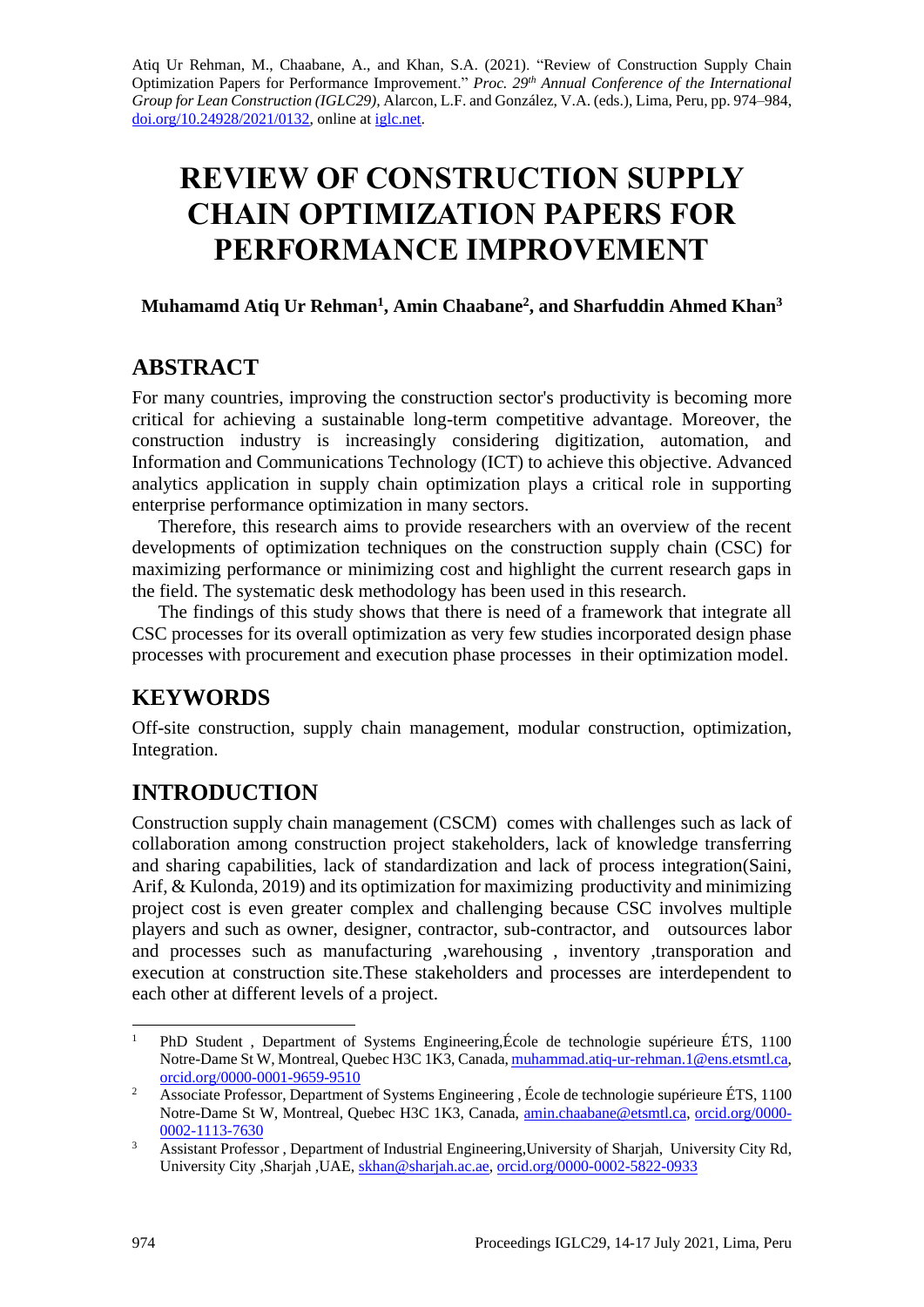Atiq Ur Rehman, M., Chaabane, A., and Khan, S.A. (2021). "Review of Construction Supply Chain Optimization Papers for Performance Improvement." *Proc. 29th Annual Conference of the International Group for Lean Construction (IGLC29),* Alarcon, L.F. and González, V.A. (eds.), Lima, Peru, pp. 974–984, doi.org/10.24928/2021/0132, online at iglc.net.

# REVIEW OF CONSTRUCTION SUPPLY CHAIN OPTIMIZATION PAPERS FOR PERFORMANCE IMPROVEMENT

**Muhamamd Atiq Ur Rehman[1], Amin Chaabane[2], and Sharfuddin Ahmed Khan[3]**

## ABSTRACT

For many countries, improving the construction sector's productivity is becoming more critical for achieving a sustainable long-term competitive advantage. Moreover, the construction industry is increasingly considering digitization, automation, and Information and Communications Technology (ICT) to achieve this objective. Advanced analytics application in supply chain optimization plays a critical role in supporting enterprise performance optimization in many sectors.

Therefore, this research aims to provide researchers with an overview of the recent developments of optimization techniques on the construction supply chain (CSC) for maximizing performance or minimizing cost and highlight the current research gaps in the field. The systematic desk methodology has been used in this research.

The findings of this study shows that there is need of a framework that integrate all CSC processes for its overall optimization as very few studies incorporated design phase processes with procurement and execution phase processes in their optimization model.

## KEYWORDS

Off-site construction, supply chain management, modular construction, optimization, Integration.

## INTRODUCTION

Construction supply chain management (CSCM) comes with challenges such as lack of collaboration among construction project stakeholders, lack of knowledge transferring and sharing capabilities, lack of standardization and lack of process integration(Saini, Arif, & Kulonda, 2019) and its optimization for maximizing productivity and minimizing project cost is even greater complex and challenging because CSC involves multiple players and such as owner, designer, contractor, sub-contractor, and outsources labor and processes such as manufacturing ,warehousing , inventory ,transporation and execution at construction site.These stakeholders and processes are interdependent to each other at different levels of a project.

---

[1] PhD Student , Department of Systems Engineering,École de technologie supérieure ÉTS, 1100 Notre-Dame St W, Montreal, Quebec H3C 1K3, Canada, muhammad.atiq-ur-rehman.1@ens.etsmtl.ca, orcid.org/0000-0001-9659-9510

[2] Associate Professor, Department of Systems Engineering , École de technologie supérieure ÉTS, 1100 Notre-Dame St W, Montreal, Quebec H3C 1K3, Canada, amin.chaabane@etsmtl.ca, orcid.org/0000-0002-1113-7630

[3] Assistant Professor , Department of Industrial Engineering,University of Sharjah, University City Rd, University City ,Sharjah ,UAE, skhan@sharjah.ac.ae, orcid.org/0000-0002-5822-0933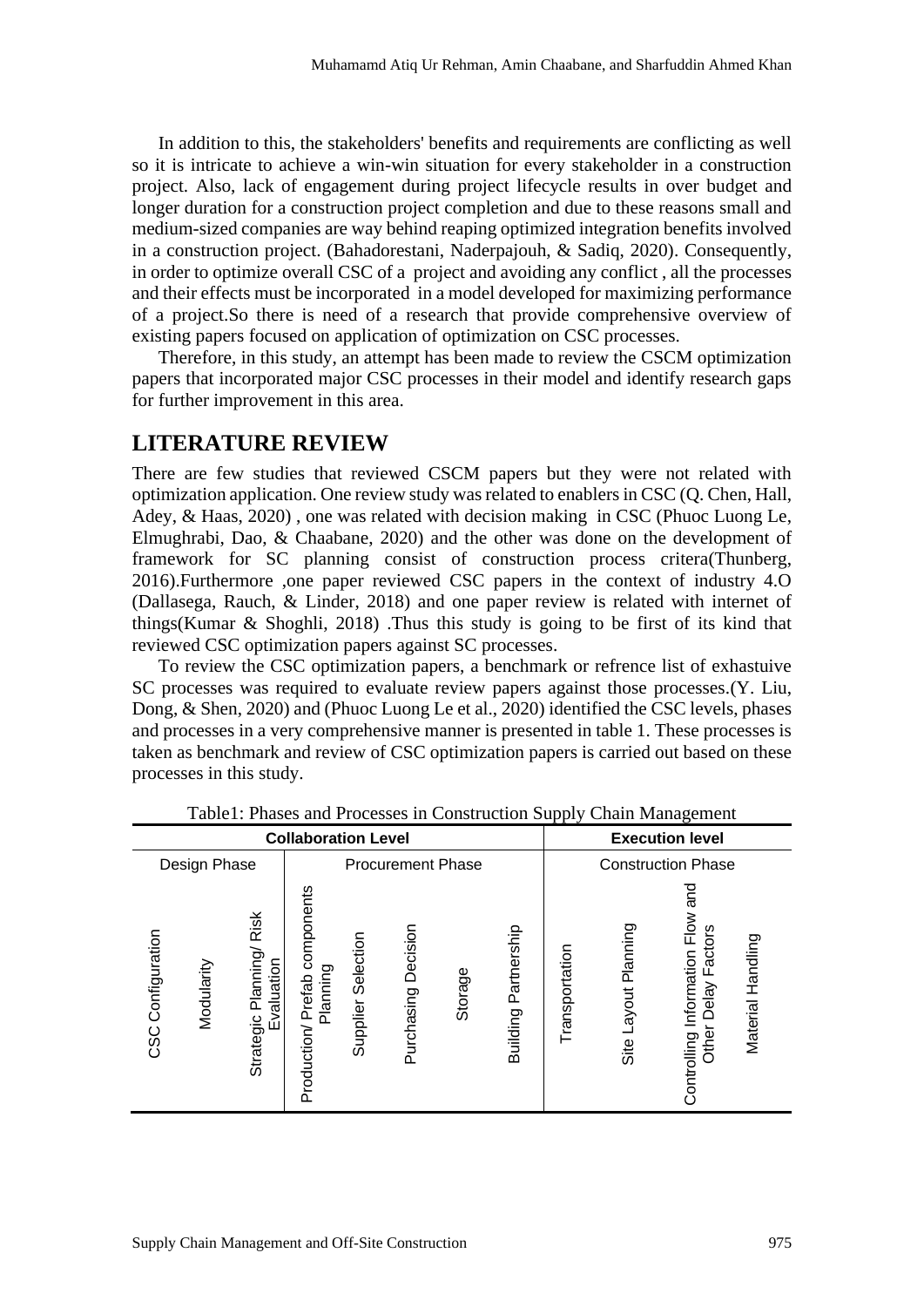In addition to this, the stakeholders' benefits and requirements are conflicting as well so it is intricate to achieve a win-win situation for every stakeholder in a construction project. Also, lack of engagement during project lifecycle results in over budget and longer duration for a construction project completion and due to these reasons small and medium-sized companies are way behind reaping optimized integration benefits involved in a construction project. (Bahadorestani, Naderpajouh, & Sadiq, 2020). Consequently, in order to optimize overall CSC of a project and avoiding any conflict , all the processes and their effects must be incorporated in a model developed for maximizing performance of a project.So there is need of a research that provide comprehensive overview of existing papers focused on application of optimization on CSC processes.

Therefore, in this study, an attempt has been made to review the CSCM optimization papers that incorporated major CSC processes in their model and identify research gaps for further improvement in this area.

## LITERATURE REVIEW

There are few studies that reviewed CSCM papers but they were not related with optimization application. One review study was related to enablers in CSC (Q. Chen, Hall, Adey, & Haas, 2020) , one was related with decision making in CSC (Phuoc Luong Le, Elmughrabi, Dao, & Chaabane, 2020) and the other was done on the development of framework for SC planning consist of construction process critera(Thunberg, 2016).Furthermore ,one paper reviewed CSC papers in the context of industry 4.O (Dallasega, Rauch, & Linder, 2018) and one paper review is related with internet of things(Kumar & Shoghli, 2018) .Thus this study is going to be first of its kind that reviewed CSC optimization papers against SC processes.

To review the CSC optimization papers, a benchmark or refrence list of exhastuive SC processes was required to evaluate review papers against those processes.(Y. Liu, Dong, & Shen, 2020) and (Phuoc Luong Le et al., 2020) identified the CSC levels, phases and processes in a very comprehensive manner is presented in table 1. These processes is taken as benchmark and review of CSC optimization papers is carried out based on these processes in this study.

Table1: Phases and Processes in Construction Supply Chain Management

| Collaboration Level | | | | | | | | Execution level | | | |
|---|---|---|---|---|---|---|---|---|---|---|---|
| Design Phase | | | Procurement Phase | | | | | Construction Phase | | | |
| CSC Configuration | Modularity | Strategic Planning/ Risk Evaluation | Production/ Prefab components Planning | Supplier Selection | Purchasing Decision | Storage | Building Partnership | Transportation | Site Layout Planning | Controlling Information Flow and Other Delay Factors | Material Handling |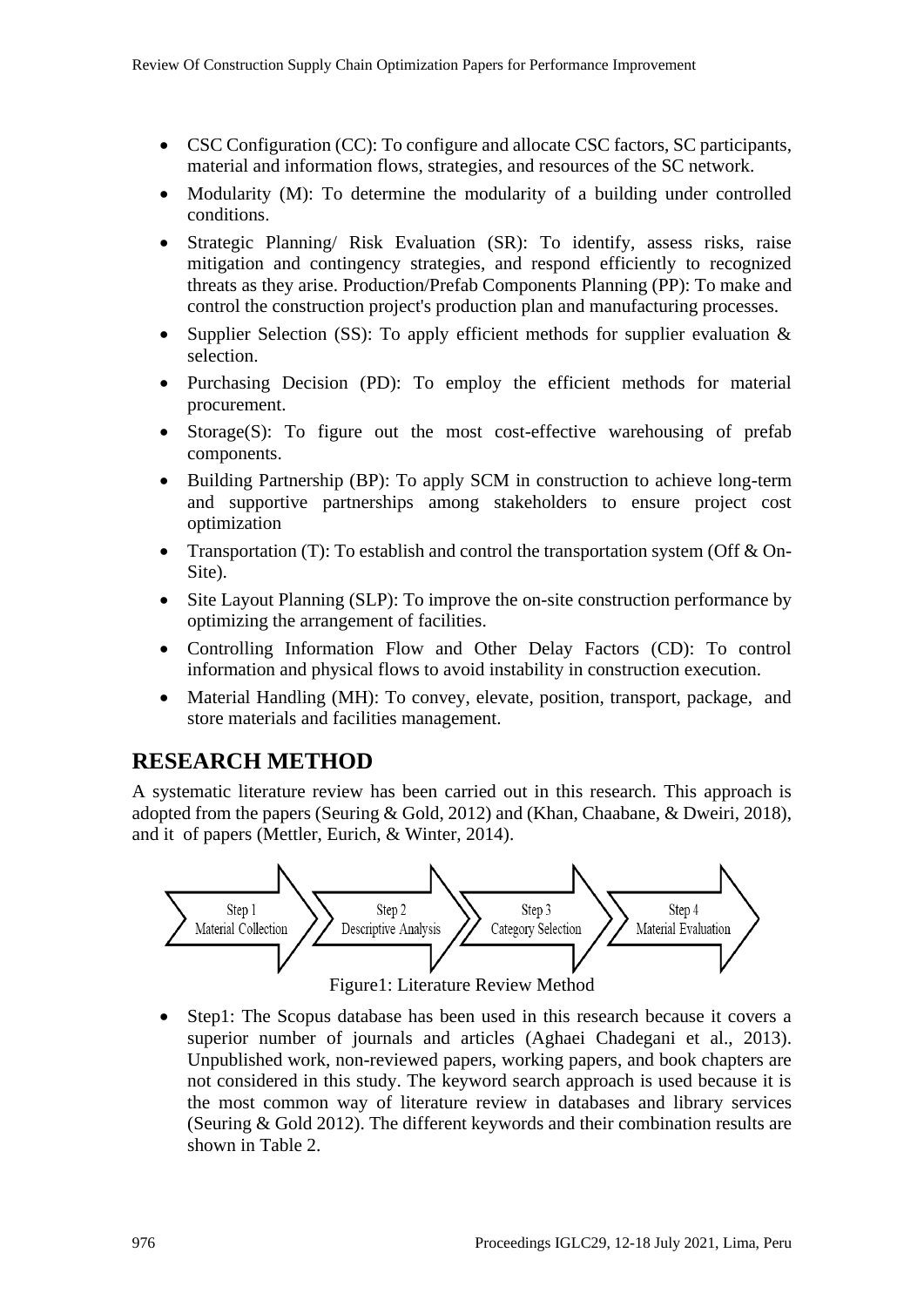- CSC Configuration (CC): To configure and allocate CSC factors, SC participants, material and information flows, strategies, and resources of the SC network.
- Modularity (M): To determine the modularity of a building under controlled conditions.
- Strategic Planning/ Risk Evaluation (SR): To identify, assess risks, raise mitigation and contingency strategies, and respond efficiently to recognized threats as they arise. Production/Prefab Components Planning (PP): To make and control the construction project's production plan and manufacturing processes.
- Supplier Selection (SS): To apply efficient methods for supplier evaluation & selection.
- Purchasing Decision (PD): To employ the efficient methods for material procurement.
- Storage(S): To figure out the most cost-effective warehousing of prefab components.
- Building Partnership (BP): To apply SCM in construction to achieve long-term and supportive partnerships among stakeholders to ensure project cost optimization
- Transportation (T): To establish and control the transportation system (Off & On-Site).
- Site Layout Planning (SLP): To improve the on-site construction performance by optimizing the arrangement of facilities.
- Controlling Information Flow and Other Delay Factors (CD): To control information and physical flows to avoid instability in construction execution.
- Material Handling (MH): To convey, elevate, position, transport, package, and store materials and facilities management.

## RESEARCH METHOD

A systematic literature review has been carried out in this research. This approach is adopted from the papers (Seuring & Gold, 2012) and (Khan, Chaabane, & Dweiri, 2018), and it of papers (Mettler, Eurich, & Winter, 2014).

Step 1 Material Collection → Step 2 Descriptive Analysis → Step 3 Category Selection → Step 4 Material Evaluation

Figure1: Literature Review Method

- Step1: The Scopus database has been used in this research because it covers a superior number of journals and articles (Aghaei Chadegani et al., 2013). Unpublished work, non-reviewed papers, working papers, and book chapters are not considered in this study. The keyword search approach is used because it is the most common way of literature review in databases and library services (Seuring & Gold 2012). The different keywords and their combination results are shown in Table 2.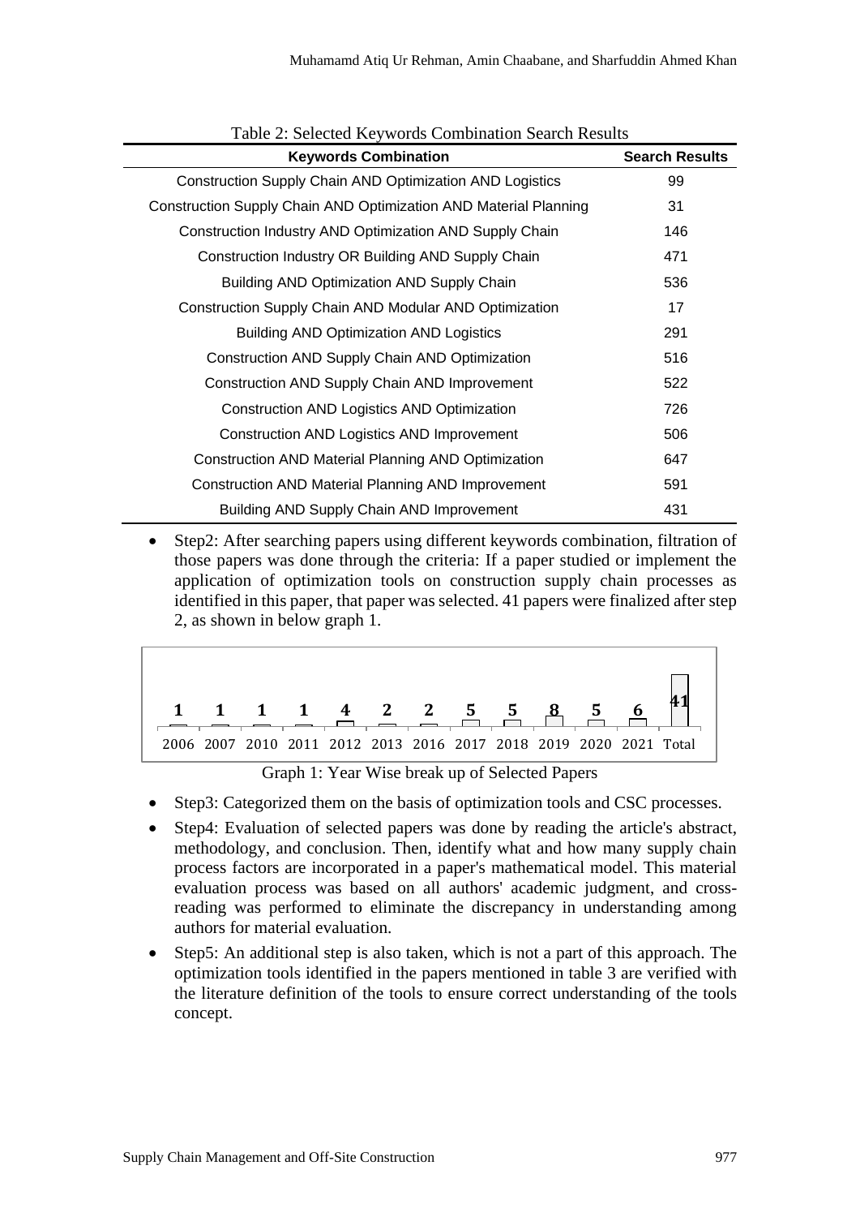Table 2: Selected Keywords Combination Search Results

| Keywords Combination | Search Results |
|---|---|
| Construction Supply Chain AND Optimization AND Logistics | 99 |
| Construction Supply Chain AND Optimization AND Material Planning | 31 |
| Construction Industry AND Optimization AND Supply Chain | 146 |
| Construction Industry OR Building AND Supply Chain | 471 |
| Building AND Optimization AND Supply Chain | 536 |
| Construction Supply Chain AND Modular AND Optimization | 17 |
| Building AND Optimization AND Logistics | 291 |
| Construction AND Supply Chain AND Optimization | 516 |
| Construction AND Supply Chain AND Improvement | 522 |
| Construction AND Logistics AND Optimization | 726 |
| Construction AND Logistics AND Improvement | 506 |
| Construction AND Material Planning AND Optimization | 647 |
| Construction AND Material Planning AND Improvement | 591 |
| Building AND Supply Chain AND Improvement | 431 |

- Step2: After searching papers using different keywords combination, filtration of those papers was done through the criteria: If a paper studied or implement the application of optimization tools on construction supply chain processes as identified in this paper, that paper was selected. 41 papers were finalized after step 2, as shown in below graph 1.

| 2006 | 2007 | 2010 | 2011 | 2012 | 2013 | 2016 | 2017 | 2018 | 2019 | 2020 | 2021 | Total |
|---|---|---|---|---|---|---|---|---|---|---|---|---|
| 1 | 1 | 1 | 1 | 4 | 2 | 2 | 5 | 5 | 8 | 5 | 6 | 41 |

Graph 1: Year Wise break up of Selected Papers

- Step3: Categorized them on the basis of optimization tools and CSC processes.
- Step4: Evaluation of selected papers was done by reading the article's abstract, methodology, and conclusion. Then, identify what and how many supply chain process factors are incorporated in a paper's mathematical model. This material evaluation process was based on all authors' academic judgment, and cross-reading was performed to eliminate the discrepancy in understanding among authors for material evaluation.
- Step5: An additional step is also taken, which is not a part of this approach. The optimization tools identified in the papers mentioned in table 3 are verified with the literature definition of the tools to ensure correct understanding of the tools concept.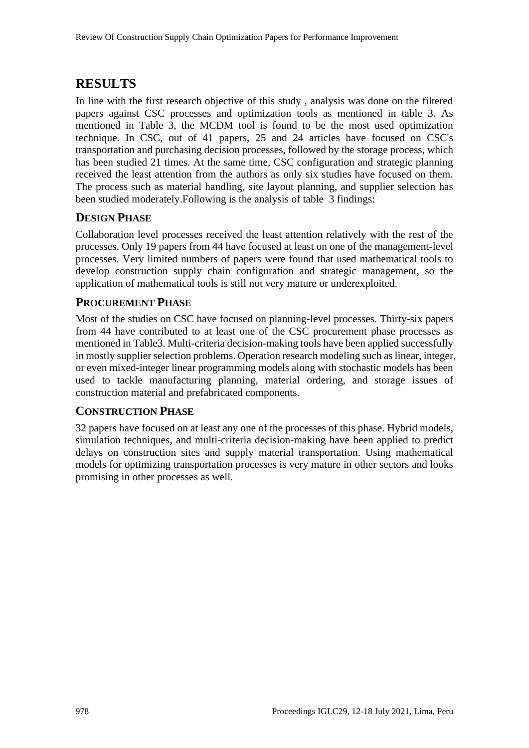## RESULTS

In line with the first research objective of this study , analysis was done on the filtered papers against CSC processes and optimization tools as mentioned in table 3. As mentioned in Table 3, the MCDM tool is found to be the most used optimization technique. In CSC, out of 41 papers, 25 and 24 articles have focused on CSC's transportation and purchasing decision processes, followed by the storage process, which has been studied 21 times. At the same time, CSC configuration and strategic planning received the least attention from the authors as only six studies have focused on them. The process such as material handling, site layout planning, and supplier selection has been studied moderately.Following is the analysis of table 3 findings:

### DESIGN PHASE

Collaboration level processes received the least attention relatively with the rest of the processes. Only 19 papers from 44 have focused at least on one of the management-level processes. Very limited numbers of papers were found that used mathematical tools to develop construction supply chain configuration and strategic management, so the application of mathematical tools is still not very mature or underexploited.

### PROCUREMENT PHASE

Most of the studies on CSC have focused on planning-level processes. Thirty-six papers from 44 have contributed to at least one of the CSC procurement phase processes as mentioned in Table3. Multi-criteria decision-making tools have been applied successfully in mostly supplier selection problems. Operation research modeling such as linear, integer, or even mixed-integer linear programming models along with stochastic models has been used to tackle manufacturing planning, material ordering, and storage issues of construction material and prefabricated components.

### CONSTRUCTION PHASE

32 papers have focused on at least any one of the processes of this phase. Hybrid models, simulation techniques, and multi-criteria decision-making have been applied to predict delays on construction sites and supply material transportation. Using mathematical models for optimizing transportation processes is very mature in other sectors and looks promising in other processes as well.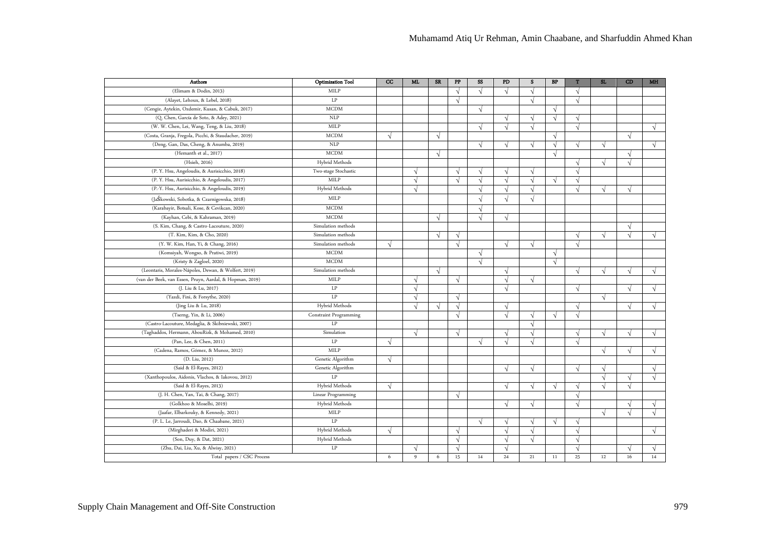| Authors | Optimization Tool | CC | ML | SR | PP | SS | PD | S | BP | T | SL | CD | MH |
|---|---|---|---|---|---|---|---|---|---|---|---|---|---|
| (Elimam & Dodin, 2013) | MILP | | | | √ | √ | √ | √ | | √ | | | |
| (Alayet, Lehoux, & Lebel, 2018) | LP | | | | √ | | | √ | | √ | | | |
| (Cengiz, Aytekin, Ozdemir, Kusan, & Cabuk, 2017) | MCDM | | | | | √ | | | √ | | | | |
| (Q. Chen, García de Soto, & Adey, 2021) | NLP | | | | | | √ | √ | √ | √ | | | |
| (W. W. Chen, Lei, Wang, Teng, & Liu, 2018) | MILP | | | | | √ | √ | √ | | √ | | | √ |
| (Costa, Granja, Fregola, Picchi, & Staudacher, 2019) | MCDM | √ | | √ | | | | | √ | | | √ | |
| (Deng, Gan, Das, Cheng, & Anumba, 2019) | NLP | | | | | √ | √ | √ | √ | √ | √ | | √ |
| (Hemanth et al., 2017) | MCDM | | | √ | | | | | √ | | | √ | |
| (Hsieh, 2016) | Hybrid Methods | | | | | | | | | √ | √ | √ | |
| (P. Y. Hsu, Angeloudis, & Aurisicchio, 2018) | Two-stage Stochastic | | √ | | √ | √ | √ | √ | | √ | | | |
| (P. Y. Hsu, Aurisicchio, & Angeloudis, 2017) | MILP | | √ | | √ | √ | √ | √ | √ | √ | | | |
| (P.-Y. Hsu, Aurisicchio, & Angeloudis, 2019) | Hybrid Methods | | √ | | | √ | √ | √ | | √ | √ | √ | |
| (JaŚkowski, Sobotka, & Czarnigowska, 2018) | MILP | | | | | √ | √ | √ | | | | | |
| (Karabayir, Botsali, Kose, & Cevikcan, 2020) | MCDM | | | | | √ | | | | | | | |
| (Kayhan, Cebi, & Kahraman, 2019) | MCDM | | | √ | | √ | √ | | | | | | |
| (S. Kim, Chang, & Castro-Lacouture, 2020) | Simulation methods | | | | | | | | | | | √ | |
| (T. Kim, Kim, & Cho, 2020) | Simulation methods | | | √ | √ | | | | | √ | √ | √ | √ |
| (Y. W. Kim, Han, Yi, & Chang, 2016) | Simulation methods | √ | | | √ | | √ | √ | | √ | | | |
| (Komsiyah, Wongso, & Pratiwi, 2019) | MCDM | | | | | √ | | | √ | | | | |
| (Kristy & Zagloel, 2020) | MCDM | | | | | √ | | | √ | | | | |
| (Leontaris, Morales-Nápoles, Dewan, & Wolfert, 2019) | Simulation methods | | | √ | | | √ | | | √ | √ | √ | √ |
| (van der Beek, van Essen, Pruyn, Aardal, & Hopman, 2019) | MILP | | √ | | √ | | √ | √ | | | | | |
| (J. Liu & Lu, 2017) | LP | | √ | | | | √ | | | √ | | √ | √ |
| (Yazdi, Fini, & Forsythe, 2020) | LP | | √ | | √ | | | | | | √ | | |
| (Jing Liu & Lu, 2018) | Hybrid Methods | | √ | √ | √ | | √ | | | √ | | √ | √ |
| (Tserng, Yin, & Li, 2006) | Constraint Programming | | | | √ | | √ | √ | √ | √ | | | |
| (Castro-Lacouture, Medaglia, & Skibniewski, 2007) | LP | | | | | | | √ | | | | | |
| (Taghaddos, Hermann, AbouRizk, & Mohamed, 2010) | Simulation | | √ | | √ | | √ | √ | | √ | √ | √ | √ |
| (Pan, Lee, & Chen, 2011) | LP | √ | | | | √ | √ | √ | | √ | | | |
| (Cadena, Ramos, Gómez, & Munoz, 2012) | MILP | | | | | | | | | | √ | √ | √ |
| (D. Liu, 2012) | Genetic Algorithm | √ | | | | | | | | | | | |
| (Said & El-Rayes, 2012) | Genetic Algorithm | | | | | | √ | √ | | √ | √ | | √ |
| (Xanthopoulos, Aidonis, Vlachos, & Iakovou, 2012) | LP | | | | | | | | | | √ | √ | √ |
| (Said & El-Rayes, 2013) | Hybrid Methods | √ | | | | | √ | √ | √ | √ | √ | √ | |
| (J. H. Chen, Yan, Tai, & Chang, 2017) | Linear Programming | | | | √ | | | | | √ | | | |
| (Golkhoo & Moselhi, 2019) | Hybrid Methods | | | | | | √ | √ | | √ | | √ | √ |
| (Jaafar, Elbarkouky, & Kennedy, 2021) | MILP | | | | | | | | | | √ | √ | √ |
| (P. L. Le, Jarroudi, Dao, & Chaabane, 2021) | LP | | | | | √ | √ | √ | √ | √ | | | |
| (Mirghaderi & Modiri, 2021) | Hybrid Methods | √ | | | √ | | √ | √ | | √ | | | √ |
| (Son, Duy, & Dat, 2021) | Hybrid Methods | | | | √ | | √ | √ | | √ | | | |
| (Zhu, Dai, Liu, Xu, & Alwisy, 2021) | LP | | √ | | √ | | √ | | | √ | | √ | √ |
| Total papers / CSC Process | | 6 | 9 | 6 | 15 | 14 | 24 | 21 | 11 | 25 | 12 | 16 | 14 |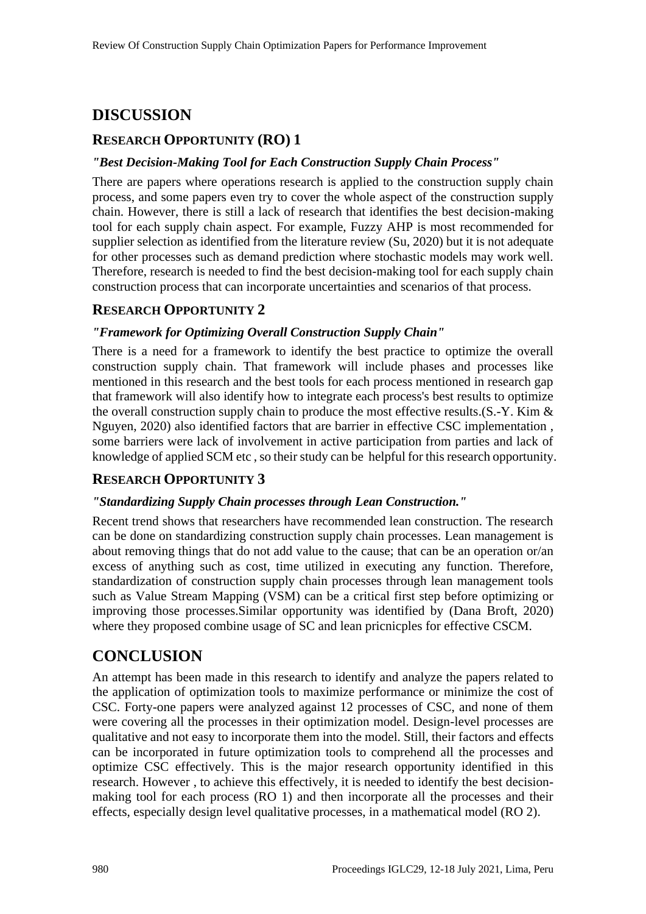# DISCUSSION

## RESEARCH OPPORTUNITY (RO) 1

### *"Best Decision-Making Tool for Each Construction Supply Chain Process"*

There are papers where operations research is applied to the construction supply chain process, and some papers even try to cover the whole aspect of the construction supply chain. However, there is still a lack of research that identifies the best decision-making tool for each supply chain aspect. For example, Fuzzy AHP is most recommended for supplier selection as identified from the literature review (Su, 2020) but it is not adequate for other processes such as demand prediction where stochastic models may work well. Therefore, research is needed to find the best decision-making tool for each supply chain construction process that can incorporate uncertainties and scenarios of that process.

## RESEARCH OPPORTUNITY 2

### *"Framework for Optimizing Overall Construction Supply Chain"*

There is a need for a framework to identify the best practice to optimize the overall construction supply chain. That framework will include phases and processes like mentioned in this research and the best tools for each process mentioned in research gap that framework will also identify how to integrate each process's best results to optimize the overall construction supply chain to produce the most effective results.(S.-Y. Kim & Nguyen, 2020) also identified factors that are barrier in effective CSC implementation , some barriers were lack of involvement in active participation from parties and lack of knowledge of applied SCM etc , so their study can be helpful for this research opportunity.

## RESEARCH OPPORTUNITY 3

### *"Standardizing Supply Chain processes through Lean Construction."*

Recent trend shows that researchers have recommended lean construction. The research can be done on standardizing construction supply chain processes. Lean management is about removing things that do not add value to the cause; that can be an operation or/an excess of anything such as cost, time utilized in executing any function. Therefore, standardization of construction supply chain processes through lean management tools such as Value Stream Mapping (VSM) can be a critical first step before optimizing or improving those processes.Similar opportunity was identified by (Dana Broft, 2020) where they proposed combine usage of SC and lean pricnicples for effective CSCM.

# CONCLUSION

An attempt has been made in this research to identify and analyze the papers related to the application of optimization tools to maximize performance or minimize the cost of CSC. Forty-one papers were analyzed against 12 processes of CSC, and none of them were covering all the processes in their optimization model. Design-level processes are qualitative and not easy to incorporate them into the model. Still, their factors and effects can be incorporated in future optimization tools to comprehend all the processes and optimize CSC effectively. This is the major research opportunity identified in this research. However , to achieve this effectively, it is needed to identify the best decision-making tool for each process (RO 1) and then incorporate all the processes and their effects, especially design level qualitative processes, in a mathematical model (RO 2).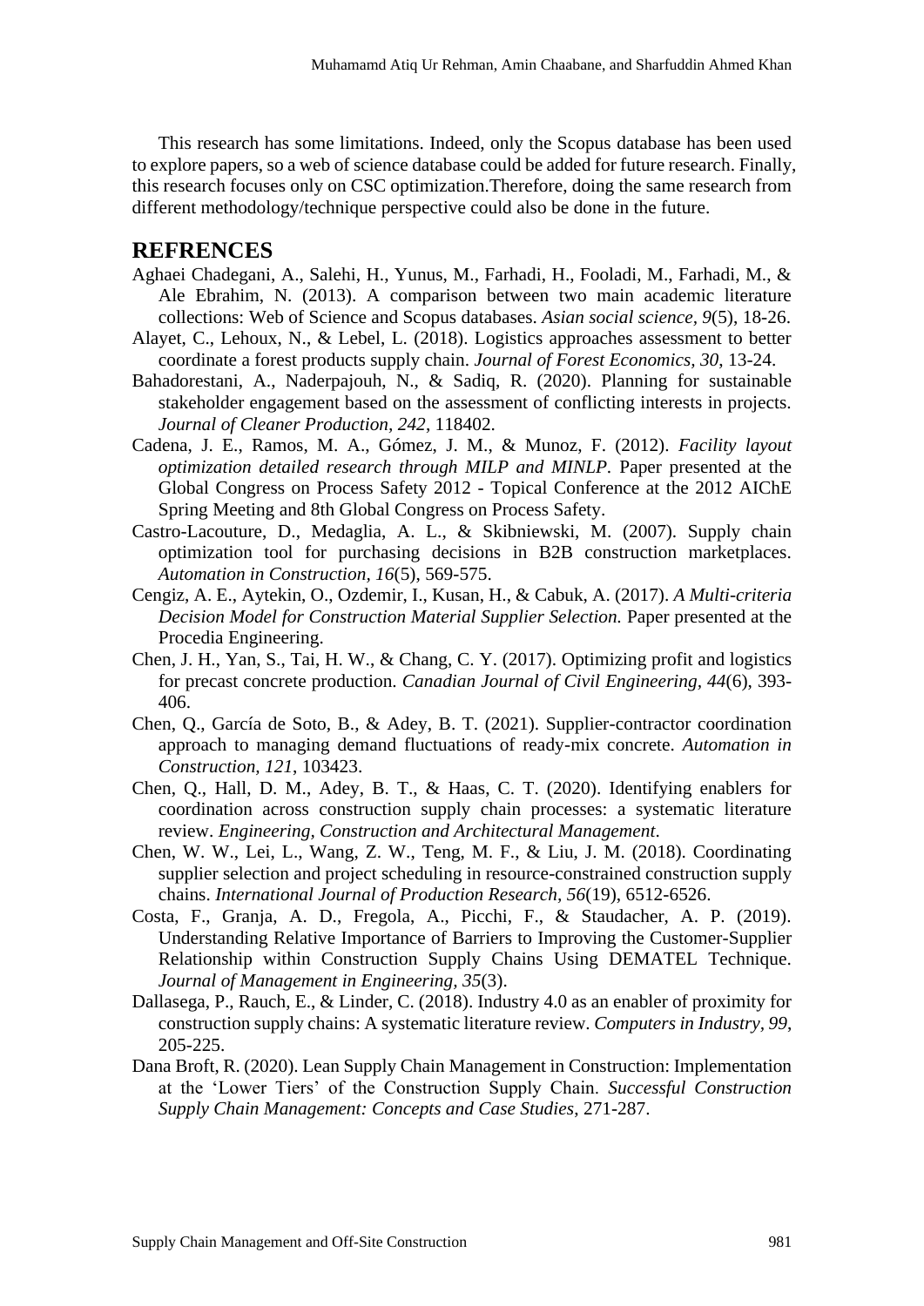This research has some limitations. Indeed, only the Scopus database has been used to explore papers, so a web of science database could be added for future research. Finally, this research focuses only on CSC optimization.Therefore, doing the same research from different methodology/technique perspective could also be done in the future.

## REFRENCES

Aghaei Chadegani, A., Salehi, H., Yunus, M., Farhadi, H., Fooladi, M., Farhadi, M., & Ale Ebrahim, N. (2013). A comparison between two main academic literature collections: Web of Science and Scopus databases. *Asian social science, 9*(5), 18-26.

Alayet, C., Lehoux, N., & Lebel, L. (2018). Logistics approaches assessment to better coordinate a forest products supply chain. *Journal of Forest Economics, 30*, 13-24.

Bahadorestani, A., Naderpajouh, N., & Sadiq, R. (2020). Planning for sustainable stakeholder engagement based on the assessment of conflicting interests in projects. *Journal of Cleaner Production, 242*, 118402.

Cadena, J. E., Ramos, M. A., Gómez, J. M., & Munoz, F. (2012). *Facility layout optimization detailed research through MILP and MINLP*. Paper presented at the Global Congress on Process Safety 2012 - Topical Conference at the 2012 AIChE Spring Meeting and 8th Global Congress on Process Safety.

Castro-Lacouture, D., Medaglia, A. L., & Skibniewski, M. (2007). Supply chain optimization tool for purchasing decisions in B2B construction marketplaces. *Automation in Construction, 16*(5), 569-575.

Cengiz, A. E., Aytekin, O., Ozdemir, I., Kusan, H., & Cabuk, A. (2017). *A Multi-criteria Decision Model for Construction Material Supplier Selection.* Paper presented at the Procedia Engineering.

Chen, J. H., Yan, S., Tai, H. W., & Chang, C. Y. (2017). Optimizing profit and logistics for precast concrete production. *Canadian Journal of Civil Engineering, 44*(6), 393-406.

Chen, Q., García de Soto, B., & Adey, B. T. (2021). Supplier-contractor coordination approach to managing demand fluctuations of ready-mix concrete. *Automation in Construction, 121*, 103423.

Chen, Q., Hall, D. M., Adey, B. T., & Haas, C. T. (2020). Identifying enablers for coordination across construction supply chain processes: a systematic literature review. *Engineering, Construction and Architectural Management*.

Chen, W. W., Lei, L., Wang, Z. W., Teng, M. F., & Liu, J. M. (2018). Coordinating supplier selection and project scheduling in resource-constrained construction supply chains. *International Journal of Production Research, 56*(19), 6512-6526.

Costa, F., Granja, A. D., Fregola, A., Picchi, F., & Staudacher, A. P. (2019). Understanding Relative Importance of Barriers to Improving the Customer-Supplier Relationship within Construction Supply Chains Using DEMATEL Technique. *Journal of Management in Engineering, 35*(3).

Dallasega, P., Rauch, E., & Linder, C. (2018). Industry 4.0 as an enabler of proximity for construction supply chains: A systematic literature review. *Computers in Industry, 99*, 205-225.

Dana Broft, R. (2020). Lean Supply Chain Management in Construction: Implementation at the 'Lower Tiers' of the Construction Supply Chain. *Successful Construction Supply Chain Management: Concepts and Case Studies*, 271-287.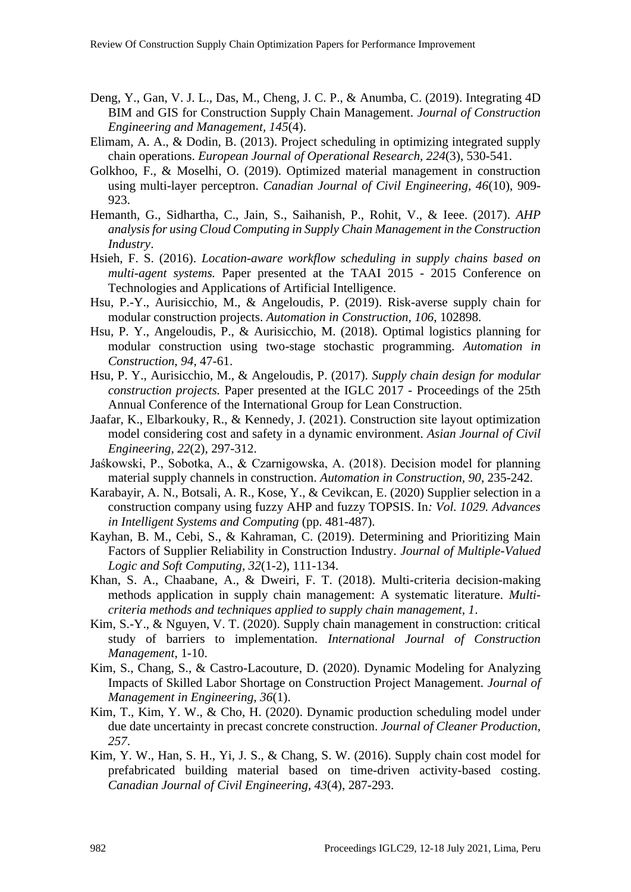Deng, Y., Gan, V. J. L., Das, M., Cheng, J. C. P., & Anumba, C. (2019). Integrating 4D BIM and GIS for Construction Supply Chain Management. *Journal of Construction Engineering and Management, 145*(4).

Elimam, A. A., & Dodin, B. (2013). Project scheduling in optimizing integrated supply chain operations. *European Journal of Operational Research, 224*(3), 530-541.

Golkhoo, F., & Moselhi, O. (2019). Optimized material management in construction using multi-layer perceptron. *Canadian Journal of Civil Engineering, 46*(10), 909-923.

Hemanth, G., Sidhartha, C., Jain, S., Saihanish, P., Rohit, V., & Ieee. (2017). *AHP analysis for using Cloud Computing in Supply Chain Management in the Construction Industry*.

Hsieh, F. S. (2016). *Location-aware workflow scheduling in supply chains based on multi-agent systems.* Paper presented at the TAAI 2015 - 2015 Conference on Technologies and Applications of Artificial Intelligence.

Hsu, P.-Y., Aurisicchio, M., & Angeloudis, P. (2019). Risk-averse supply chain for modular construction projects. *Automation in Construction, 106*, 102898.

Hsu, P. Y., Angeloudis, P., & Aurisicchio, M. (2018). Optimal logistics planning for modular construction using two-stage stochastic programming. *Automation in Construction, 94*, 47-61.

Hsu, P. Y., Aurisicchio, M., & Angeloudis, P. (2017). *Supply chain design for modular construction projects.* Paper presented at the IGLC 2017 - Proceedings of the 25th Annual Conference of the International Group for Lean Construction.

Jaafar, K., Elbarkouky, R., & Kennedy, J. (2021). Construction site layout optimization model considering cost and safety in a dynamic environment. *Asian Journal of Civil Engineering, 22*(2), 297-312.

Jaśkowski, P., Sobotka, A., & Czarnigowska, A. (2018). Decision model for planning material supply channels in construction. *Automation in Construction, 90*, 235-242.

Karabayir, A. N., Botsali, A. R., Kose, Y., & Cevikcan, E. (2020) Supplier selection in a construction company using fuzzy AHP and fuzzy TOPSIS. In*: Vol. 1029. Advances in Intelligent Systems and Computing* (pp. 481-487).

Kayhan, B. M., Cebi, S., & Kahraman, C. (2019). Determining and Prioritizing Main Factors of Supplier Reliability in Construction Industry. *Journal of Multiple-Valued Logic and Soft Computing, 32*(1-2), 111-134.

Khan, S. A., Chaabane, A., & Dweiri, F. T. (2018). Multi-criteria decision-making methods application in supply chain management: A systematic literature. *Multi-criteria methods and techniques applied to supply chain management, 1*.

Kim, S.-Y., & Nguyen, V. T. (2020). Supply chain management in construction: critical study of barriers to implementation. *International Journal of Construction Management*, 1-10.

Kim, S., Chang, S., & Castro-Lacouture, D. (2020). Dynamic Modeling for Analyzing Impacts of Skilled Labor Shortage on Construction Project Management. *Journal of Management in Engineering, 36*(1).

Kim, T., Kim, Y. W., & Cho, H. (2020). Dynamic production scheduling model under due date uncertainty in precast concrete construction. *Journal of Cleaner Production, 257*.

Kim, Y. W., Han, S. H., Yi, J. S., & Chang, S. W. (2016). Supply chain cost model for prefabricated building material based on time-driven activity-based costing. *Canadian Journal of Civil Engineering, 43*(4), 287-293.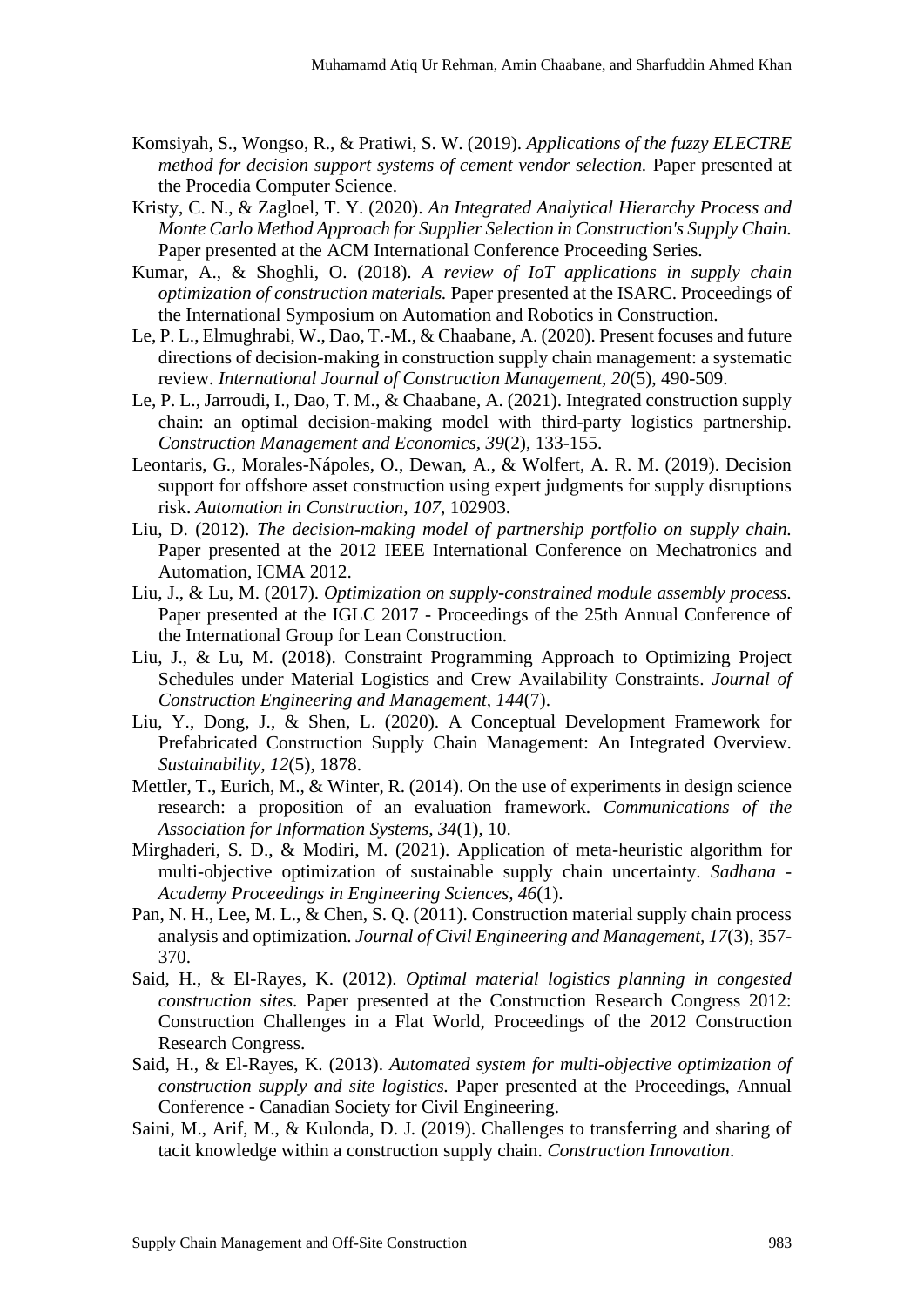Komsiyah, S., Wongso, R., & Pratiwi, S. W. (2019). *Applications of the fuzzy ELECTRE method for decision support systems of cement vendor selection.* Paper presented at the Procedia Computer Science.

Kristy, C. N., & Zagloel, T. Y. (2020). *An Integrated Analytical Hierarchy Process and Monte Carlo Method Approach for Supplier Selection in Construction's Supply Chain.* Paper presented at the ACM International Conference Proceeding Series.

Kumar, A., & Shoghli, O. (2018). *A review of IoT applications in supply chain optimization of construction materials.* Paper presented at the ISARC. Proceedings of the International Symposium on Automation and Robotics in Construction.

Le, P. L., Elmughrabi, W., Dao, T.-M., & Chaabane, A. (2020). Present focuses and future directions of decision-making in construction supply chain management: a systematic review. *International Journal of Construction Management, 20*(5), 490-509.

Le, P. L., Jarroudi, I., Dao, T. M., & Chaabane, A. (2021). Integrated construction supply chain: an optimal decision-making model with third-party logistics partnership. *Construction Management and Economics, 39*(2), 133-155.

Leontaris, G., Morales-Nápoles, O., Dewan, A., & Wolfert, A. R. M. (2019). Decision support for offshore asset construction using expert judgments for supply disruptions risk. *Automation in Construction, 107*, 102903.

Liu, D. (2012). *The decision-making model of partnership portfolio on supply chain.* Paper presented at the 2012 IEEE International Conference on Mechatronics and Automation, ICMA 2012.

Liu, J., & Lu, M. (2017). *Optimization on supply-constrained module assembly process.* Paper presented at the IGLC 2017 - Proceedings of the 25th Annual Conference of the International Group for Lean Construction.

Liu, J., & Lu, M. (2018). Constraint Programming Approach to Optimizing Project Schedules under Material Logistics and Crew Availability Constraints. *Journal of Construction Engineering and Management, 144*(7).

Liu, Y., Dong, J., & Shen, L. (2020). A Conceptual Development Framework for Prefabricated Construction Supply Chain Management: An Integrated Overview. *Sustainability, 12*(5), 1878.

Mettler, T., Eurich, M., & Winter, R. (2014). On the use of experiments in design science research: a proposition of an evaluation framework. *Communications of the Association for Information Systems, 34*(1), 10.

Mirghaderi, S. D., & Modiri, M. (2021). Application of meta-heuristic algorithm for multi-objective optimization of sustainable supply chain uncertainty. *Sadhana - Academy Proceedings in Engineering Sciences, 46*(1).

Pan, N. H., Lee, M. L., & Chen, S. Q. (2011). Construction material supply chain process analysis and optimization. *Journal of Civil Engineering and Management, 17*(3), 357-370.

Said, H., & El-Rayes, K. (2012). *Optimal material logistics planning in congested construction sites.* Paper presented at the Construction Research Congress 2012: Construction Challenges in a Flat World, Proceedings of the 2012 Construction Research Congress.

Said, H., & El-Rayes, K. (2013). *Automated system for multi-objective optimization of construction supply and site logistics.* Paper presented at the Proceedings, Annual Conference - Canadian Society for Civil Engineering.

Saini, M., Arif, M., & Kulonda, D. J. (2019). Challenges to transferring and sharing of tacit knowledge within a construction supply chain. *Construction Innovation*.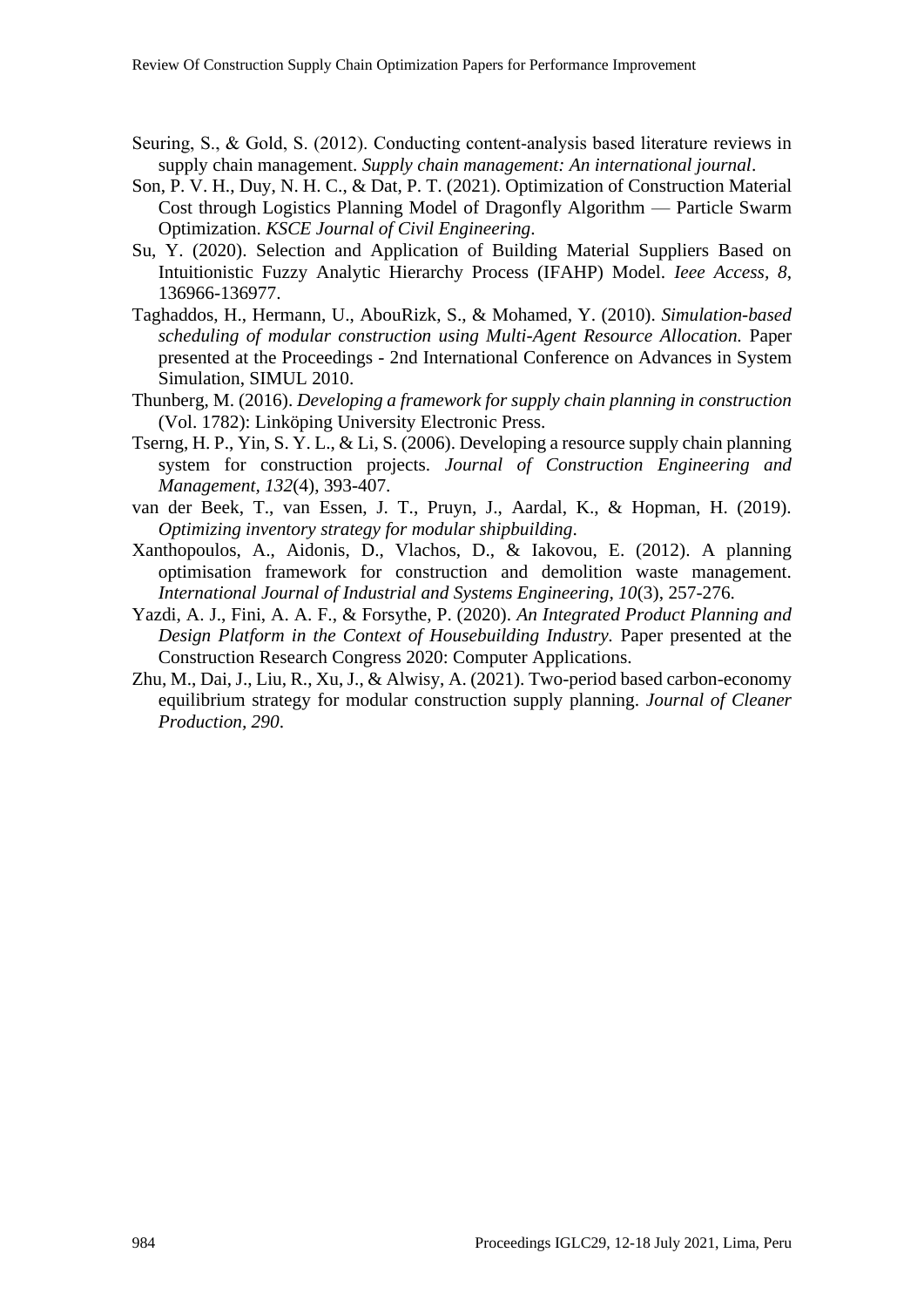Seuring, S., & Gold, S. (2012). Conducting content-analysis based literature reviews in supply chain management. *Supply chain management: An international journal*.

Son, P. V. H., Duy, N. H. C., & Dat, P. T. (2021). Optimization of Construction Material Cost through Logistics Planning Model of Dragonfly Algorithm — Particle Swarm Optimization. *KSCE Journal of Civil Engineering*.

Su, Y. (2020). Selection and Application of Building Material Suppliers Based on Intuitionistic Fuzzy Analytic Hierarchy Process (IFAHP) Model. *Ieee Access, 8*, 136966-136977.

Taghaddos, H., Hermann, U., AbouRizk, S., & Mohamed, Y. (2010). *Simulation-based scheduling of modular construction using Multi-Agent Resource Allocation.* Paper presented at the Proceedings - 2nd International Conference on Advances in System Simulation, SIMUL 2010.

Thunberg, M. (2016). *Developing a framework for supply chain planning in construction* (Vol. 1782): Linköping University Electronic Press.

Tserng, H. P., Yin, S. Y. L., & Li, S. (2006). Developing a resource supply chain planning system for construction projects. *Journal of Construction Engineering and Management, 132*(4), 393-407.

van der Beek, T., van Essen, J. T., Pruyn, J., Aardal, K., & Hopman, H. (2019). *Optimizing inventory strategy for modular shipbuilding*.

Xanthopoulos, A., Aidonis, D., Vlachos, D., & Iakovou, E. (2012). A planning optimisation framework for construction and demolition waste management. *International Journal of Industrial and Systems Engineering, 10*(3), 257-276.

Yazdi, A. J., Fini, A. A. F., & Forsythe, P. (2020). *An Integrated Product Planning and Design Platform in the Context of Housebuilding Industry.* Paper presented at the Construction Research Congress 2020: Computer Applications.

Zhu, M., Dai, J., Liu, R., Xu, J., & Alwisy, A. (2021). Two-period based carbon-economy equilibrium strategy for modular construction supply planning. *Journal of Cleaner Production, 290*.